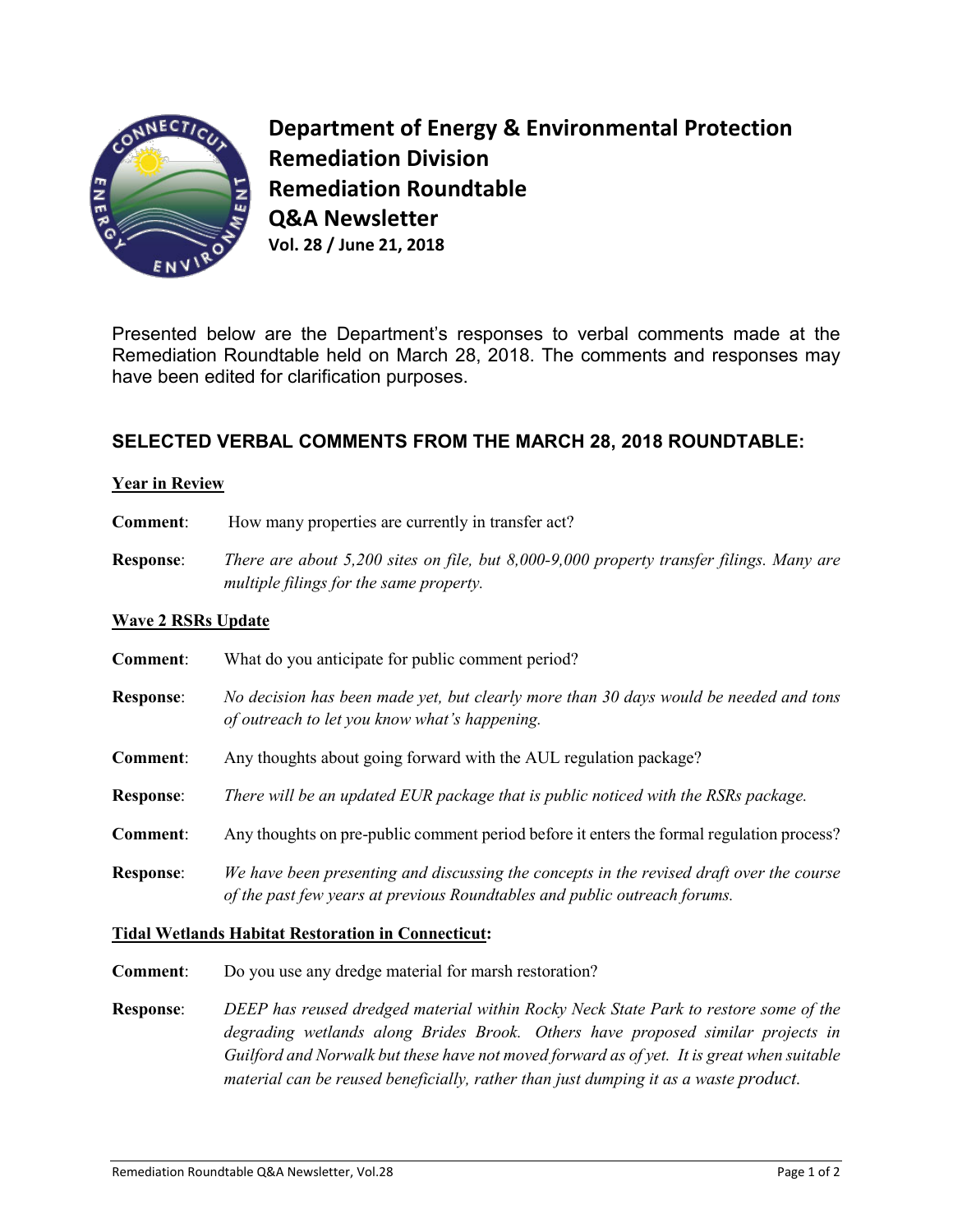# Department of Energy & Environmental Protection
## Remediation Division
## Remediation Roundtable
## Q&A Newsletter
**Vol. 28 / June 21, 2018**

Presented below are the Department's responses to verbal comments made at the Remediation Roundtable held on March 28, 2018. The comments and responses may have been edited for clarification purposes.

## SELECTED VERBAL COMMENTS FROM THE MARCH 28, 2018 ROUNDTABLE:

### Year in Review

**Comment**: How many properties are currently in transfer act?

**Response**: *There are about 5,200 sites on file, but 8,000-9,000 property transfer filings. Many are multiple filings for the same property.*

### Wave 2 RSRs Update

**Comment**: What do you anticipate for public comment period?

**Response**: *No decision has been made yet, but clearly more than 30 days would be needed and tons of outreach to let you know what's happening.*

**Comment**: Any thoughts about going forward with the AUL regulation package?

**Response**: *There will be an updated EUR package that is public noticed with the RSRs package.*

**Comment**: Any thoughts on pre-public comment period before it enters the formal regulation process?

**Response**: *We have been presenting and discussing the concepts in the revised draft over the course of the past few years at previous Roundtables and public outreach forums.*

### Tidal Wetlands Habitat Restoration in Connecticut:

**Comment**: Do you use any dredge material for marsh restoration?

**Response**: *DEEP has reused dredged material within Rocky Neck State Park to restore some of the degrading wetlands along Brides Brook. Others have proposed similar projects in Guilford and Norwalk but these have not moved forward as of yet. It is great when suitable material can be reused beneficially, rather than just dumping it as a waste product.*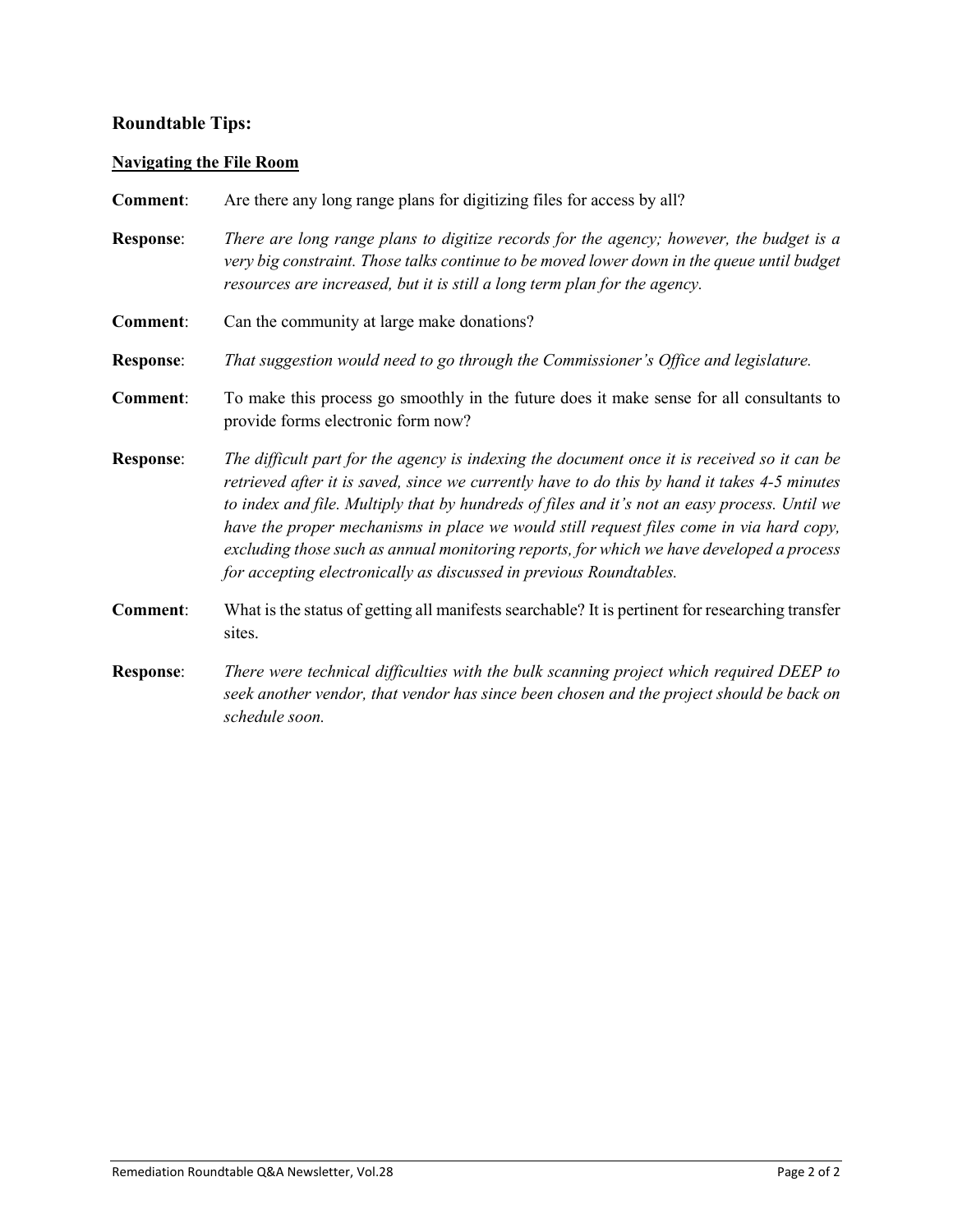### Roundtable Tips:

#### Navigating the File Room

**Comment**: Are there any long range plans for digitizing files for access by all?

**Response**: *There are long range plans to digitize records for the agency; however, the budget is a very big constraint. Those talks continue to be moved lower down in the queue until budget resources are increased, but it is still a long term plan for the agency.*

**Comment**: Can the community at large make donations?

**Response**: *That suggestion would need to go through the Commissioner's Office and legislature.*

**Comment**: To make this process go smoothly in the future does it make sense for all consultants to provide forms electronic form now?

**Response**: *The difficult part for the agency is indexing the document once it is received so it can be retrieved after it is saved, since we currently have to do this by hand it takes 4-5 minutes to index and file. Multiply that by hundreds of files and it's not an easy process. Until we have the proper mechanisms in place we would still request files come in via hard copy, excluding those such as annual monitoring reports, for which we have developed a process for accepting electronically as discussed in previous Roundtables.*

**Comment**: What is the status of getting all manifests searchable? It is pertinent for researching transfer sites.

**Response**: *There were technical difficulties with the bulk scanning project which required DEEP to seek another vendor, that vendor has since been chosen and the project should be back on schedule soon.*